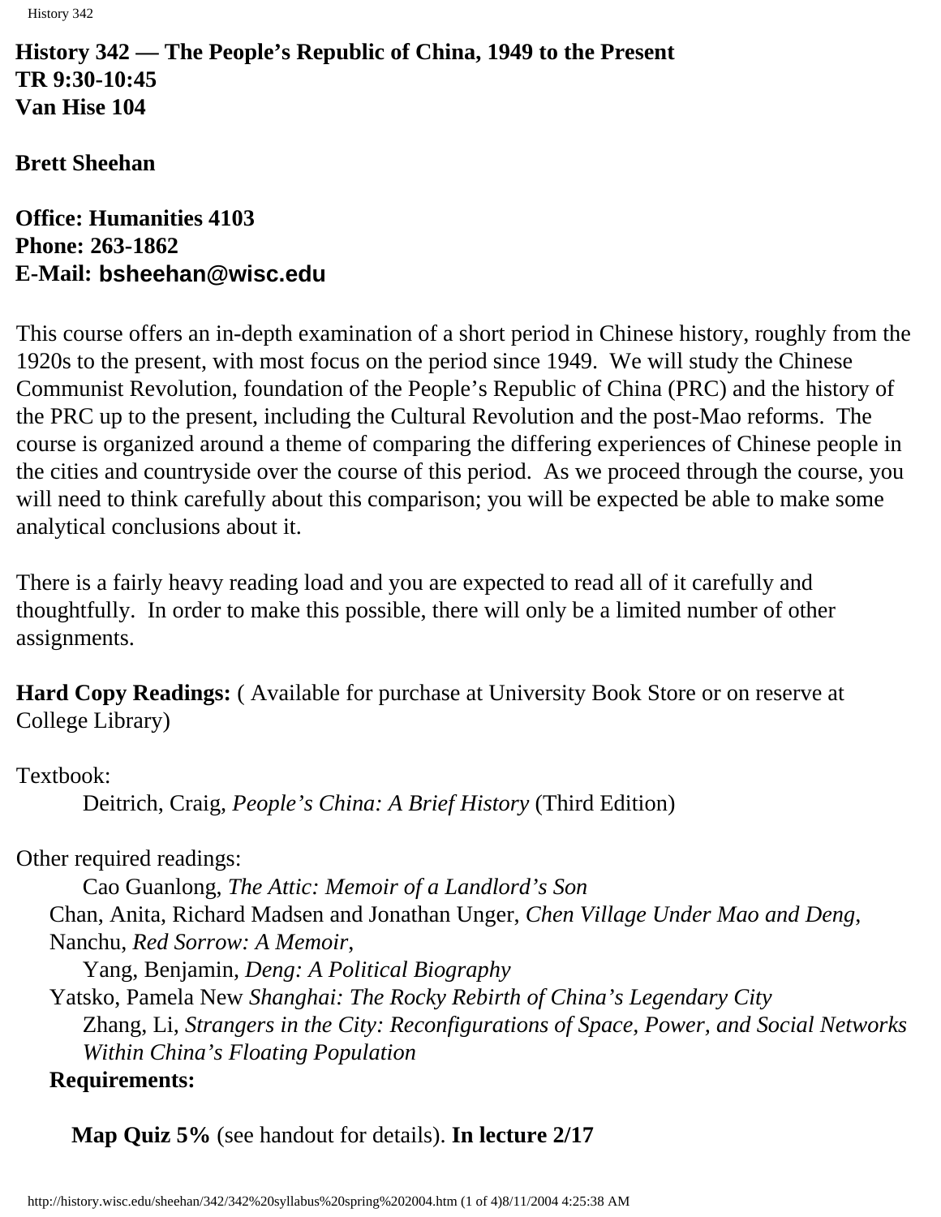**History 342 — The People's Republic of China, 1949 to the Present**
**TR 9:30-10:45**
**Van Hise 104**

**Brett Sheehan**

**Office: Humanities 4103**
**Phone: 263-1862**
**E-Mail: bsheehan@wisc.edu**

This course offers an in-depth examination of a short period in Chinese history, roughly from the 1920s to the present, with most focus on the period since 1949. We will study the Chinese Communist Revolution, foundation of the People's Republic of China (PRC) and the history of the PRC up to the present, including the Cultural Revolution and the post-Mao reforms. The course is organized around a theme of comparing the differing experiences of Chinese people in the cities and countryside over the course of this period. As we proceed through the course, you will need to think carefully about this comparison; you will be expected be able to make some analytical conclusions about it.

There is a fairly heavy reading load and you are expected to read all of it carefully and thoughtfully. In order to make this possible, there will only be a limited number of other assignments.

**Hard Copy Readings:** ( Available for purchase at University Book Store or on reserve at College Library)

Textbook:

Deitrich, Craig, *People's China: A Brief History* (Third Edition)

Other required readings:

Cao Guanlong, *The Attic: Memoir of a Landlord's Son*
Chan, Anita, Richard Madsen and Jonathan Unger, *Chen Village Under Mao and Deng*,
Nanchu, *Red Sorrow: A Memoir*,
Yang, Benjamin, *Deng: A Political Biography*
Yatsko, Pamela New *Shanghai: The Rocky Rebirth of China's Legendary City*
Zhang, Li, *Strangers in the City: Reconfigurations of Space, Power, and Social Networks Within China's Floating Population*

**Requirements:**

**Map Quiz 5%** (see handout for details). **In lecture 2/17**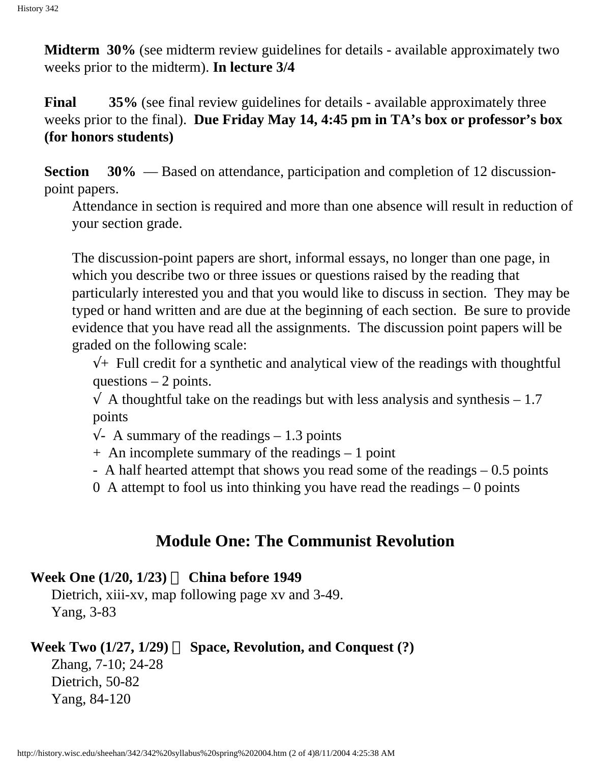**Midterm 30%** (see midterm review guidelines for details - available approximately two weeks prior to the midterm). **In lecture 3/4**

**Final 35%** (see final review guidelines for details - available approximately three weeks prior to the final). **Due Friday May 14, 4:45 pm in TA's box or professor's box (for honors students)**

**Section 30%** — Based on attendance, participation and completion of 12 discussion-point papers.

Attendance in section is required and more than one absence will result in reduction of your section grade.

The discussion-point papers are short, informal essays, no longer than one page, in which you describe two or three issues or questions raised by the reading that particularly interested you and that you would like to discuss in section. They may be typed or hand written and are due at the beginning of each section. Be sure to provide evidence that you have read all the assignments. The discussion point papers will be graded on the following scale:

√+ Full credit for a synthetic and analytical view of the readings with thoughtful questions – 2 points.
√ A thoughtful take on the readings but with less analysis and synthesis – 1.7 points
√- A summary of the readings – 1.3 points
+ An incomplete summary of the readings – 1 point
- A half hearted attempt that shows you read some of the readings – 0.5 points
0 A attempt to fool us into thinking you have read the readings – 0 points

## Module One: The Communist Revolution

**Week One (1/20, 1/23) China before 1949**
Dietrich, xiii-xv, map following page xv and 3-49.
Yang, 3-83

**Week Two (1/27, 1/29) Space, Revolution, and Conquest (?)**
Zhang, 7-10; 24-28
Dietrich, 50-82
Yang, 84-120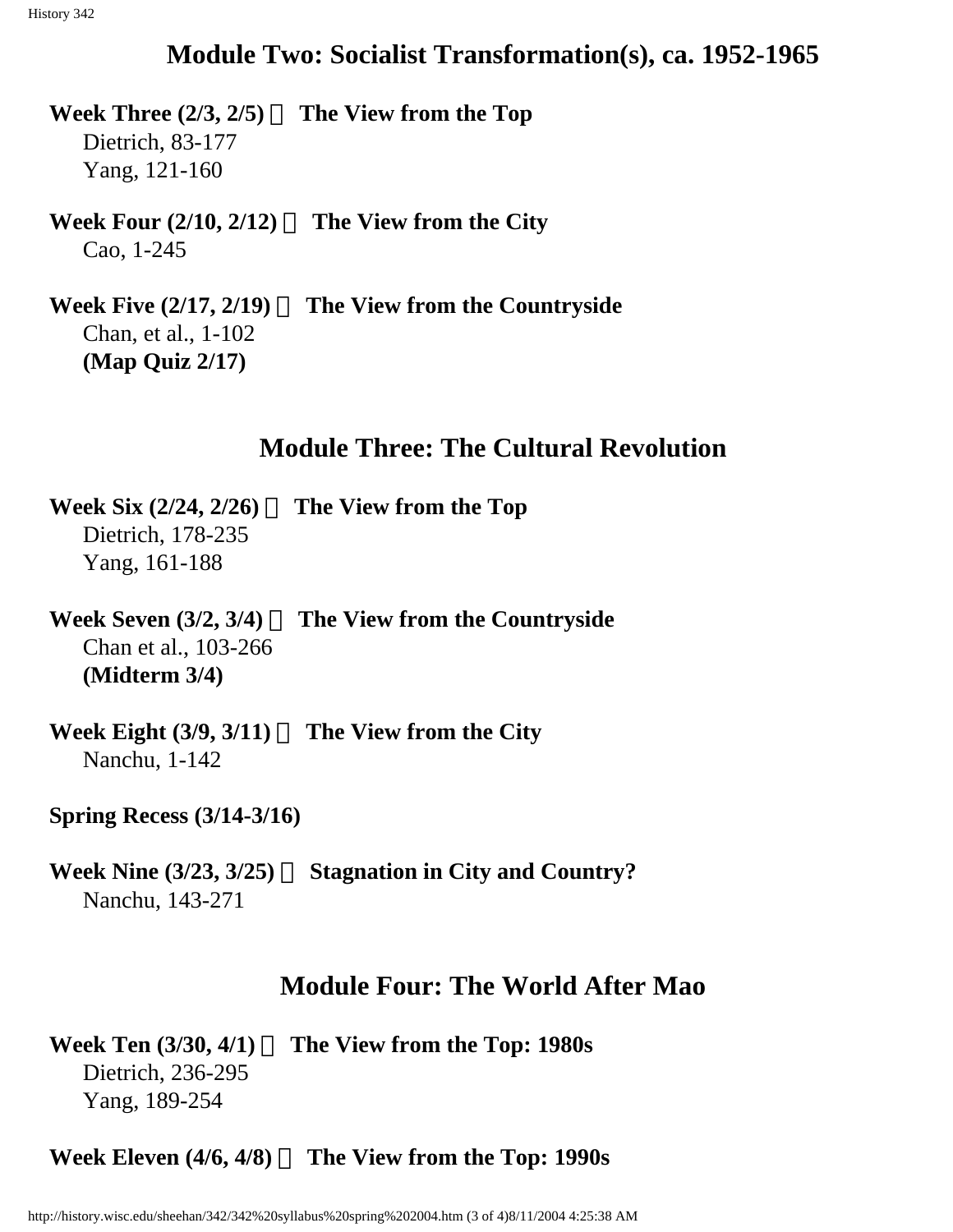## Module Two: Socialist Transformation(s), ca. 1952-1965

**Week Three (2/3, 2/5)  The View from the Top**
Dietrich, 83-177
Yang, 121-160

**Week Four (2/10, 2/12)  The View from the City**
Cao, 1-245

**Week Five (2/17, 2/19)  The View from the Countryside**
Chan, et al., 1-102
**(Map Quiz 2/17)**

## Module Three: The Cultural Revolution

**Week Six (2/24, 2/26)  The View from the Top**
Dietrich, 178-235
Yang, 161-188

**Week Seven (3/2, 3/4)  The View from the Countryside**
Chan et al., 103-266
**(Midterm 3/4)**

**Week Eight (3/9, 3/11)  The View from the City**
Nanchu, 1-142

**Spring Recess (3/14-3/16)**

**Week Nine (3/23, 3/25)  Stagnation in City and Country?**
Nanchu, 143-271

## Module Four: The World After Mao

**Week Ten (3/30, 4/1)  The View from the Top: 1980s**
Dietrich, 236-295
Yang, 189-254

**Week Eleven (4/6, 4/8)  The View from the Top: 1990s**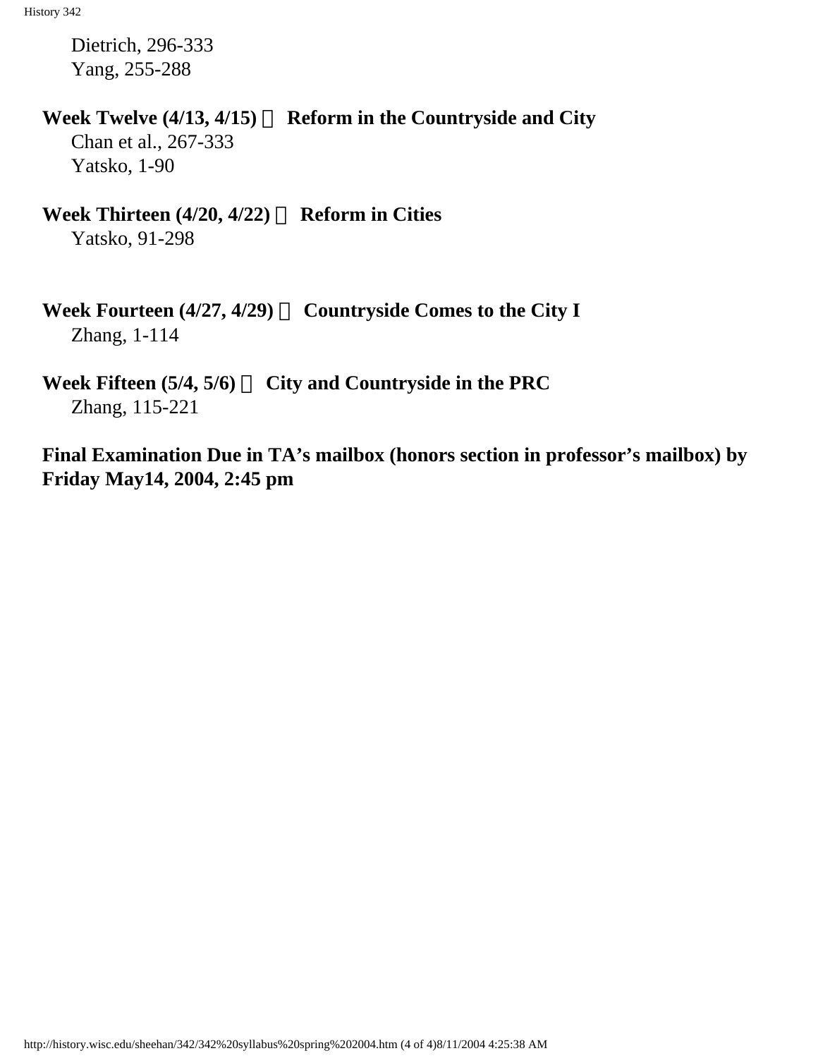Dietrich, 296-333
Yang, 255-288

**Week Twelve (4/13, 4/15)  Reform in the Countryside and City**
Chan et al., 267-333
Yatsko, 1-90

**Week Thirteen (4/20, 4/22)  Reform in Cities**
Yatsko, 91-298

**Week Fourteen (4/27, 4/29)  Countryside Comes to the City I**
Zhang, 1-114

**Week Fifteen (5/4, 5/6)  City and Countryside in the PRC**
Zhang, 115-221

**Final Examination Due in TA's mailbox (honors section in professor's mailbox) by Friday May14, 2004, 2:45 pm**